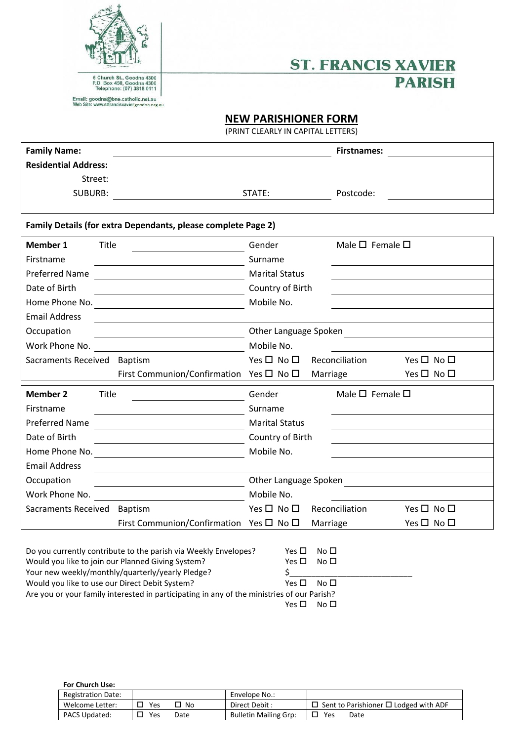6 Church St., Goodna 4300
P.O. Box 450, Goodna 4300
Telephone: (07) 3818 0111

Email: goodna@bne.catholic.net.au
Web Site: www.stfrancisxaviergoodna.org.au

# ST. FRANCIS XAVIER PARISH

## NEW PARISHIONER FORM

(PRINT CLEARLY IN CAPITAL LETTERS)

| | | | |
|---|---|---|---|
| **Family Name:** | | **Firstnames:** | |
| **Residential Address:** | | | |
| Street: | | | |
| SUBURB: | STATE: | Postcode: | |

**Family Details (for extra Dependants, please complete Page 2)**

| | | | | | |
|---|---|---|---|---|---|
| **Member 1** | Title | Gender | Male ☐ Female ☐ | | |
| Firstname | | Surname | | | |
| Preferred Name | | Marital Status | | | |
| Date of Birth | | Country of Birth | | | |
| Home Phone No. | | Mobile No. | | | |
| Email Address | | | | | |
| Occupation | | Other Language Spoken | | | |
| Work Phone No. | | Mobile No. | | | |
| Sacraments Received | Baptism | Yes ☐ No ☐ | Reconciliation | Yes ☐ No ☐ | |
| | First Communion/Confirmation | Yes ☐ No ☐ | Marriage | Yes ☐ No ☐ | |

| | | | | | |
|---|---|---|---|---|---|
| **Member 2** | Title | Gender | Male ☐ Female ☐ | | |
| Firstname | | Surname | | | |
| Preferred Name | | Marital Status | | | |
| Date of Birth | | Country of Birth | | | |
| Home Phone No. | | Mobile No. | | | |
| Email Address | | | | | |
| Occupation | | Other Language Spoken | | | |
| Work Phone No. | | Mobile No. | | | |
| Sacraments Received | Baptism | Yes ☐ No ☐ | Reconciliation | Yes ☐ No ☐ | |
| | First Communion/Confirmation | Yes ☐ No ☐ | Marriage | Yes ☐ No ☐ | |

Do you currently contribute to the parish via Weekly Envelopes? Yes ☐ No ☐

Would you like to join our Planned Giving System? Yes ☐ No ☐

Your new weekly/monthly/quarterly/yearly Pledge? $\_\_\_\_\_\_\_\_\_\_\_\_\_\_\_\_\_\_\_\_\_\_\_\_\_\_\_\_

Would you like to use our Direct Debit System? Yes ☐ No ☐

Are you or your family interested in participating in any of the ministries of our Parish?
Yes ☐ No ☐

**For Church Use:**

| | | | |
|---|---|---|---|
| Registration Date: | | Envelope No.: | |
| Welcome Letter: | ☐ Yes ☐ No | Direct Debit : | ☐ Sent to Parishioner ☐ Lodged with ADF |
| PACS Updated: | ☐ Yes Date | Bulletin Mailing Grp: | ☐ Yes Date |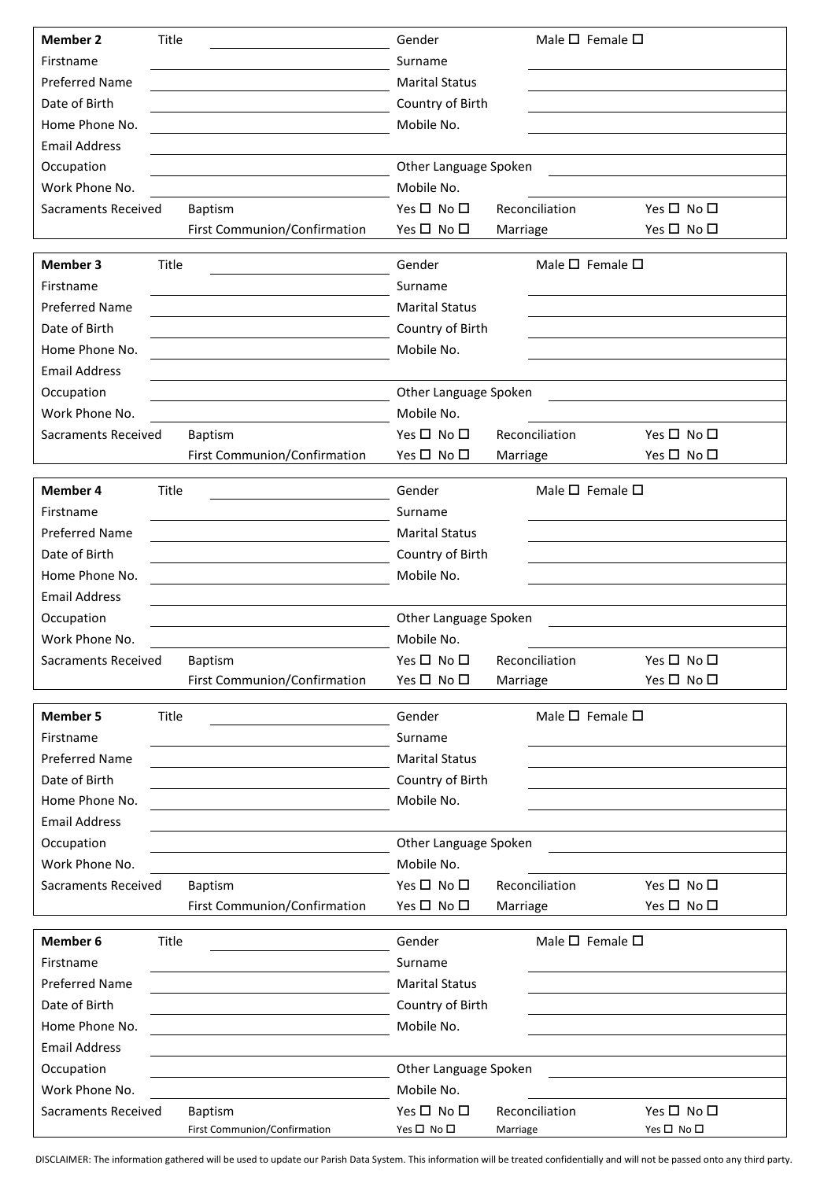| **Member 2** | Title | | Gender | Male ☐ Female ☐ | |
| --- | --- | --- | --- | --- | --- |
| Firstname | | | Surname | | |
| Preferred Name | | | Marital Status | | |
| Date of Birth | | | Country of Birth | | |
| Home Phone No. | | | Mobile No. | | |
| Email Address | | | | | |
| Occupation | | | Other Language Spoken | | |
| Work Phone No. | | | Mobile No. | | |
| Sacraments Received | Baptism | Yes ☐ No ☐ | Reconciliation | Yes ☐ No ☐ | |
| | First Communion/Confirmation | Yes ☐ No ☐ | Marriage | Yes ☐ No ☐ | |

| **Member 3** | Title | | Gender | Male ☐ Female ☐ | |
| --- | --- | --- | --- | --- | --- |
| Firstname | | | Surname | | |
| Preferred Name | | | Marital Status | | |
| Date of Birth | | | Country of Birth | | |
| Home Phone No. | | | Mobile No. | | |
| Email Address | | | | | |
| Occupation | | | Other Language Spoken | | |
| Work Phone No. | | | Mobile No. | | |
| Sacraments Received | Baptism | Yes ☐ No ☐ | Reconciliation | Yes ☐ No ☐ | |
| | First Communion/Confirmation | Yes ☐ No ☐ | Marriage | Yes ☐ No ☐ | |

| **Member 4** | Title | | Gender | Male ☐ Female ☐ | |
| --- | --- | --- | --- | --- | --- |
| Firstname | | | Surname | | |
| Preferred Name | | | Marital Status | | |
| Date of Birth | | | Country of Birth | | |
| Home Phone No. | | | Mobile No. | | |
| Email Address | | | | | |
| Occupation | | | Other Language Spoken | | |
| Work Phone No. | | | Mobile No. | | |
| Sacraments Received | Baptism | Yes ☐ No ☐ | Reconciliation | Yes ☐ No ☐ | |
| | First Communion/Confirmation | Yes ☐ No ☐ | Marriage | Yes ☐ No ☐ | |

| **Member 5** | Title | | Gender | Male ☐ Female ☐ | |
| --- | --- | --- | --- | --- | --- |
| Firstname | | | Surname | | |
| Preferred Name | | | Marital Status | | |
| Date of Birth | | | Country of Birth | | |
| Home Phone No. | | | Mobile No. | | |
| Email Address | | | | | |
| Occupation | | | Other Language Spoken | | |
| Work Phone No. | | | Mobile No. | | |
| Sacraments Received | Baptism | Yes ☐ No ☐ | Reconciliation | Yes ☐ No ☐ | |
| | First Communion/Confirmation | Yes ☐ No ☐ | Marriage | Yes ☐ No ☐ | |

| **Member 6** | Title | | Gender | Male ☐ Female ☐ | |
| --- | --- | --- | --- | --- | --- |
| Firstname | | | Surname | | |
| Preferred Name | | | Marital Status | | |
| Date of Birth | | | Country of Birth | | |
| Home Phone No. | | | Mobile No. | | |
| Email Address | | | | | |
| Occupation | | | Other Language Spoken | | |
| Work Phone No. | | | Mobile No. | | |
| Sacraments Received | Baptism | Yes ☐ No ☐ | Reconciliation | Yes ☐ No ☐ | |
| | First Communion/Confirmation | Yes ☐ No ☐ | Marriage | Yes ☐ No ☐ | |

DISCLAIMER: The information gathered will be used to update our Parish Data System. This information will be treated confidentially and will not be passed onto any third party.